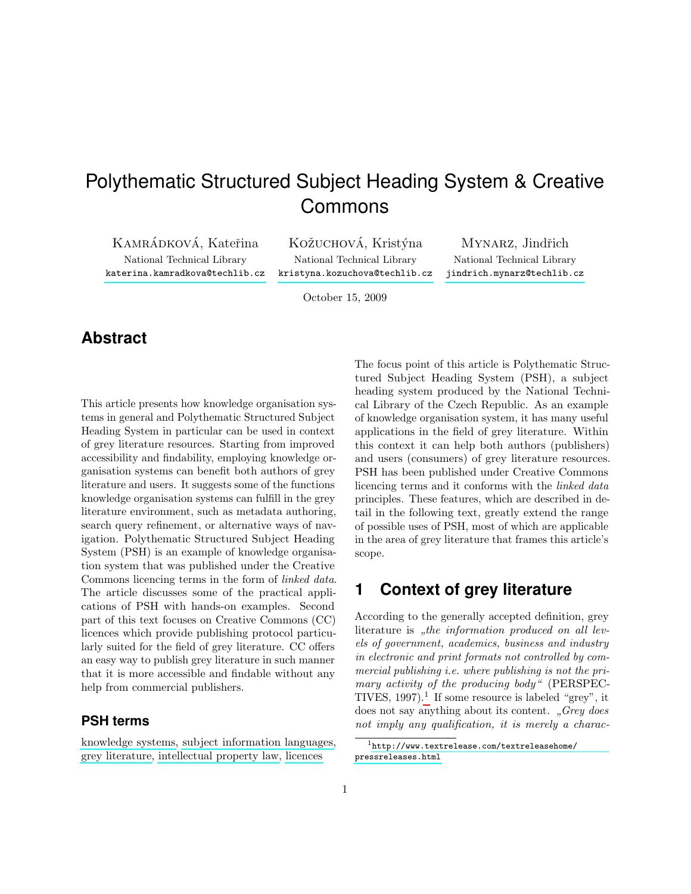# Polythematic Structured Subject Heading System & Creative Commons

Kamrádková, Kateřina
National Technical Library
katerina.kamradkova@techlib.cz

Kožuchová, Kristýna
National Technical Library
kristyna.kozuchova@techlib.cz

Mynarz, Jindřich
National Technical Library
jindrich.mynarz@techlib.cz

October 15, 2009

## Abstract

This article presents how knowledge organisation systems in general and Polythematic Structured Subject Heading System in particular can be used in context of grey literature resources. Starting from improved accessibility and findability, employing knowledge organisation systems can benefit both authors of grey literature and users. It suggests some of the functions knowledge organisation systems can fulfill in the grey literature environment, such as metadata authoring, search query refinement, or alternative ways of navigation. Polythematic Structured Subject Heading System (PSH) is an example of knowledge organisation system that was published under the Creative Commons licencing terms in the form of *linked data*. The article discusses some of the practical applications of PSH with hands-on examples. Second part of this text focuses on Creative Commons (CC) licences which provide publishing protocol particularly suited for the field of grey literature. CC offers an easy way to publish grey literature in such manner that it is more accessible and findable without any help from commercial publishers.

### PSH terms

knowledge systems, subject information languages, grey literature, intellectual property law, licences

The focus point of this article is Polythematic Structured Subject Heading System (PSH), a subject heading system produced by the National Technical Library of the Czech Republic. As an example of knowledge organisation system, it has many useful applications in the field of grey literature. Within this context it can help both authors (publishers) and users (consumers) of grey literature resources. PSH has been published under Creative Commons licencing terms and it conforms with the *linked data* principles. These features, which are described in detail in the following text, greatly extend the range of possible uses of PSH, most of which are applicable in the area of grey literature that frames this article's scope.

## 1 Context of grey literature

According to the generally accepted definition, grey literature is *„the information produced on all levels of government, academics, business and industry in electronic and print formats not controlled by commercial publishing i.e. where publishing is not the primary activity of the producing body“* (PERSPECTIVES, 1997).[1] If some resource is labeled "grey", it does not say anything about its content. *„Grey does not imply any qualification, it is merely a charac-*

[1] http://www.textrelease.com/textreleasehome/pressreleases.html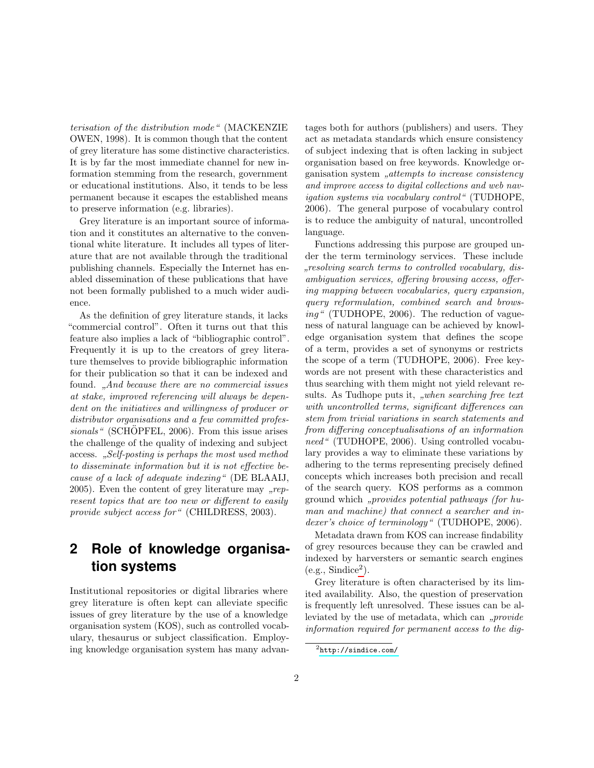*terisation of the distribution mode"* (MACKENZIE OWEN, 1998). It is common though that the content of grey literature has some distinctive characteristics. It is by far the most immediate channel for new information stemming from the research, government or educational institutions. Also, it tends to be less permanent because it escapes the established means to preserve information (e.g. libraries).

Grey literature is an important source of information and it constitutes an alternative to the conventional white literature. It includes all types of literature that are not available through the traditional publishing channels. Especially the Internet has enabled dissemination of these publications that have not been formally published to a much wider audience.

As the definition of grey literature stands, it lacks "commercial control". Often it turns out that this feature also implies a lack of "bibliographic control". Frequently it is up to the creators of grey literature themselves to provide bibliographic information for their publication so that it can be indexed and found. *„And because there are no commercial issues at stake, improved referencing will always be dependent on the initiatives and willingness of producer or distributor organisations and a few committed professionals"* (SCHÖPFEL, 2006). From this issue arises the challenge of the quality of indexing and subject access. *„Self-posting is perhaps the most used method to disseminate information but it is not effective because of a lack of adequate indexing"* (DE BLAAIJ, 2005). Even the content of grey literature may *„represent topics that are too new or different to easily provide subject access for"* (CHILDRESS, 2003).

## 2 Role of knowledge organisation systems

Institutional repositories or digital libraries where grey literature is often kept can alleviate specific issues of grey literature by the use of a knowledge organisation system (KOS), such as controlled vocabulary, thesaurus or subject classification. Employing knowledge organisation system has many advantages both for authors (publishers) and users. They act as metadata standards which ensure consistency of subject indexing that is often lacking in subject organisation based on free keywords. Knowledge organisation system *„attempts to increase consistency and improve access to digital collections and web navigation systems via vocabulary control"* (TUDHOPE, 2006). The general purpose of vocabulary control is to reduce the ambiguity of natural, uncontrolled language.

Functions addressing this purpose are grouped under the term terminology services. These include *„resolving search terms to controlled vocabulary, disambiguation services, offering browsing access, offering mapping between vocabularies, query expansion, query reformulation, combined search and browsing"* (TUDHOPE, 2006). The reduction of vagueness of natural language can be achieved by knowledge organisation system that defines the scope of a term, provides a set of synonyms or restricts the scope of a term (TUDHOPE, 2006). Free keywords are not present with these characteristics and thus searching with them might not yield relevant results. As Tudhope puts it, *„when searching free text with uncontrolled terms, significant differences can stem from trivial variations in search statements and from differing conceptualisations of an information need"* (TUDHOPE, 2006). Using controlled vocabulary provides a way to eliminate these variations by adhering to the terms representing precisely defined concepts which increases both precision and recall of the search query. KOS performs as a common ground which *„provides potential pathways (for human and machine) that connect a searcher and indexer's choice of terminology"* (TUDHOPE, 2006).

Metadata drawn from KOS can increase findability of grey resources because they can be crawled and indexed by harversters or semantic search engines (e.g., Sindice[2]).

Grey literature is often characterised by its limited availability. Also, the question of preservation is frequently left unresolved. These issues can be alleviated by the use of metadata, which can *„provide information required for permanent access to the dig-*

[2] http://sindice.com/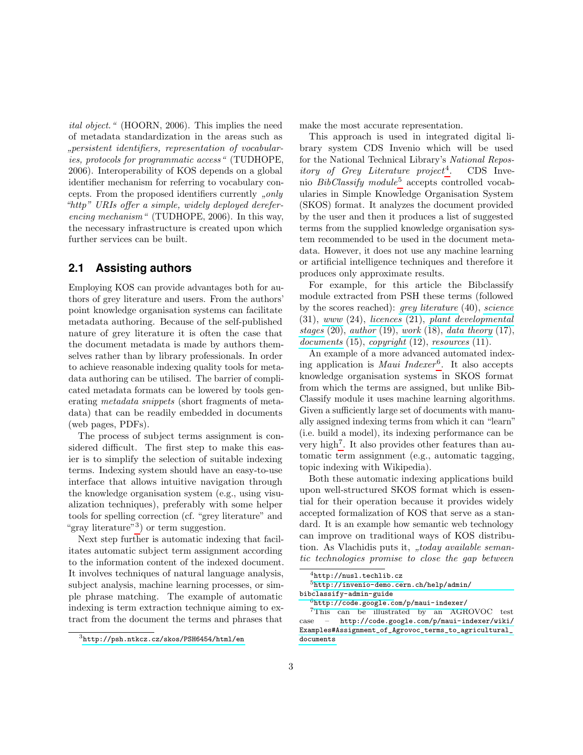*ital object.*" (HOORN, 2006). This implies the need of metadata standardization in the areas such as „*persistent identifiers, representation of vocabularies, protocols for programmatic access*" (TUDHOPE, 2006). Interoperability of KOS depends on a global identifier mechanism for referring to vocabulary concepts. From the proposed identifiers currently „*only "http" URIs offer a simple, widely deployed dereferencing mechanism*" (TUDHOPE, 2006). In this way, the necessary infrastructure is created upon which further services can be built.

## 2.1 Assisting authors

Employing KOS can provide advantages both for authors of grey literature and users. From the authors' point knowledge organisation systems can facilitate metadata authoring. Because of the self-published nature of grey literature it is often the case that the document metadata is made by authors themselves rather than by library professionals. In order to achieve reasonable indexing quality tools for metadata authoring can be utilised. The barrier of complicated metadata formats can be lowered by tools generating *metadata snippets* (short fragments of metadata) that can be readily embedded in documents (web pages, PDFs).

The process of subject terms assignment is considered difficult. The first step to make this easier is to simplify the selection of suitable indexing terms. Indexing system should have an easy-to-use interface that allows intuitive navigation through the knowledge organisation system (e.g., using visualization techniques), preferably with some helper tools for spelling correction (cf. "grey literature" and "gray literature"[3]) or term suggestion.

Next step further is automatic indexing that facilitates automatic subject term assignment according to the information content of the indexed document. It involves techniques of natural language analysis, subject analysis, machine learning processes, or simple phrase matching. The example of automatic indexing is term extraction technique aiming to extract from the document the terms and phrases that make the most accurate representation.

This approach is used in integrated digital library system CDS Invenio which will be used for the National Technical Library's *National Repository of Grey Literature project*[4]. CDS Invenio *BibClassify module*[5] accepts controlled vocabularies in Simple Knowledge Organisation System (SKOS) format. It analyzes the document provided by the user and then it produces a list of suggested terms from the supplied knowledge organisation system recommended to be used in the document metadata. However, it does not use any machine learning or artificial intelligence techniques and therefore it produces only approximate results.

For example, for this article the Bibclassify module extracted from PSH these terms (followed by the scores reached): *grey literature* (40), *science* (31), *www* (24), *licences* (21), *plant developmental stages* (20), *author* (19), *work* (18), *data theory* (17), *documents* (15), *copyright* (12), *resources* (11).

An example of a more advanced automated indexing application is *Maui Indexer*[6]. It also accepts knowledge organisation systems in SKOS format from which the terms are assigned, but unlike BibClassify module it uses machine learning algorithms. Given a sufficiently large set of documents with manually assigned indexing terms from which it can "learn" (i.e. build a model), its indexing performance can be very high[7]. It also provides other features than automatic term assignment (e.g., automatic tagging, topic indexing with Wikipedia).

Both these automatic indexing applications build upon well-structured SKOS format which is essential for their operation because it provides widely accepted formalization of KOS that serve as a standard. It is an example how semantic web technology can improve on traditional ways of KOS distribution. As Vlachidis puts it, „*today available semantic technologies promise to close the gap between*

---

[3] http://psh.ntkcz.cz/skos/PSH6454/html/en

[4] http://nusl.techlib.cz

[5] http://invenio-demo.cern.ch/help/admin/bibclassify-admin-guide

[6] http://code.google.com/p/maui-indexer/

[7] This can be illustrated by an AGROVOC test case – http://code.google.com/p/maui-indexer/wiki/Examples#Assignment_of_Agrovoc_terms_to_agricultural_documents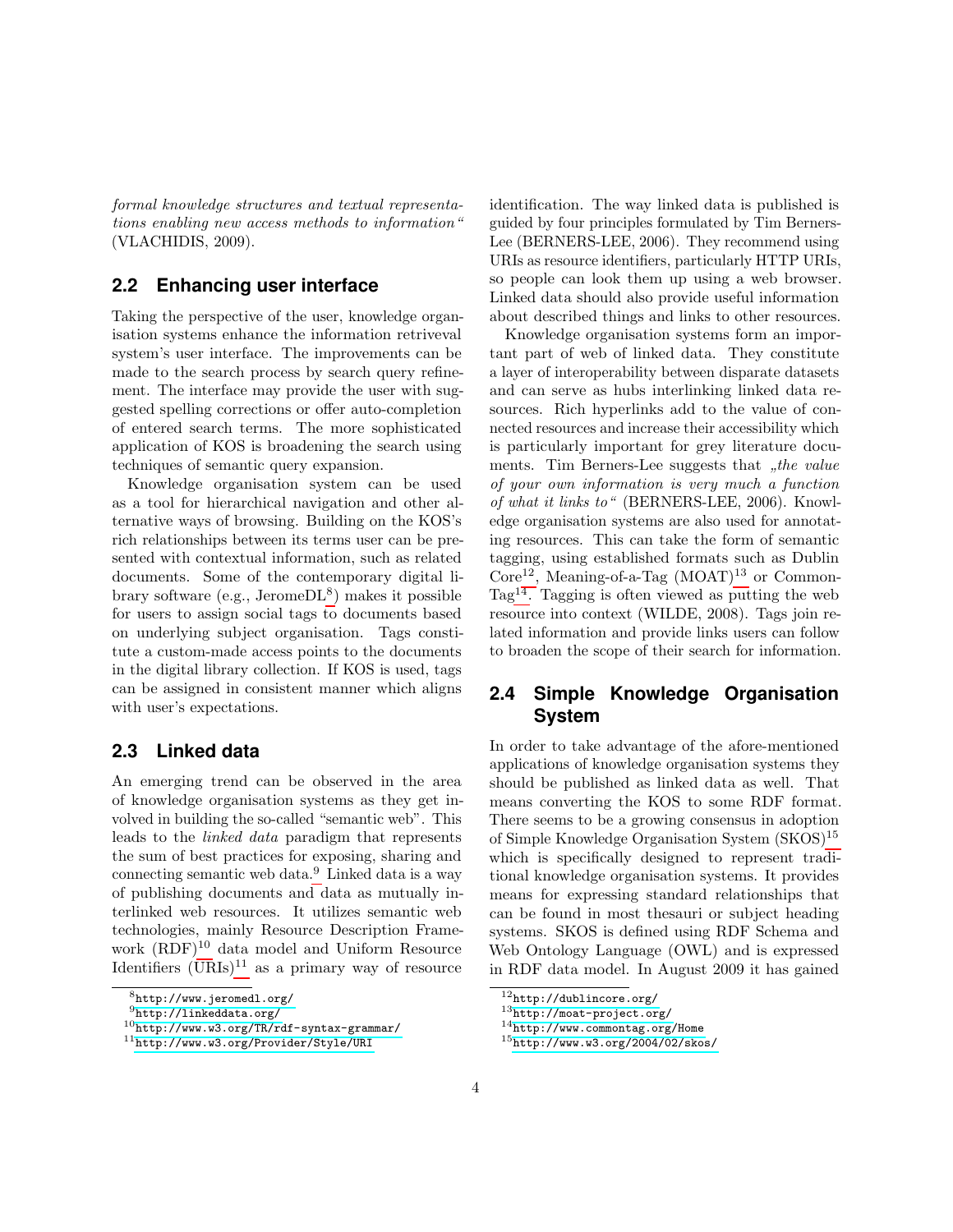*formal knowledge structures and textual representations enabling new access methods to information"* (VLACHIDIS, 2009).

## 2.2 Enhancing user interface

Taking the perspective of the user, knowledge organisation systems enhance the information retrieval system's user interface. The improvements can be made to the search process by search query refinement. The interface may provide the user with suggested spelling corrections or offer auto-completion of entered search terms. The more sophisticated application of KOS is broadening the search using techniques of semantic query expansion.

Knowledge organisation system can be used as a tool for hierarchical navigation and other alternative ways of browsing. Building on the KOS's rich relationships between its terms user can be presented with contextual information, such as related documents. Some of the contemporary digital library software (e.g., JeromeDL[8]) makes it possible for users to assign social tags to documents based on underlying subject organisation. Tags constitute a custom-made access points to the documents in the digital library collection. If KOS is used, tags can be assigned in consistent manner which aligns with user's expectations.

## 2.3 Linked data

An emerging trend can be observed in the area of knowledge organisation systems as they get involved in building the so-called "semantic web". This leads to the *linked data* paradigm that represents the sum of best practices for exposing, sharing and connecting semantic web data.[9] Linked data is a way of publishing documents and data as mutually interlinked web resources. It utilizes semantic web technologies, mainly Resource Description Framework (RDF)[10] data model and Uniform Resource Identifiers (URIs)[11] as a primary way of resource identification. The way linked data is published is guided by four principles formulated by Tim Berners-Lee (BERNERS-LEE, 2006). They recommend using URIs as resource identifiers, particularly HTTP URIs, so people can look them up using a web browser. Linked data should also provide useful information about described things and links to other resources.

Knowledge organisation systems form an important part of web of linked data. They constitute a layer of interoperability between disparate datasets and can serve as hubs interlinking linked data resources. Rich hyperlinks add to the value of connected resources and increase their accessibility which is particularly important for grey literature documents. Tim Berners-Lee suggests that *„the value of your own information is very much a function of what it links to"* (BERNERS-LEE, 2006). Knowledge organisation systems are also used for annotating resources. This can take the form of semantic tagging, using established formats such as Dublin Core[12], Meaning-of-a-Tag (MOAT)[13] or CommonTag[14]. Tagging is often viewed as putting the web resource into context (WILDE, 2008). Tags join related information and provide links users can follow to broaden the scope of their search for information.

## 2.4 Simple Knowledge Organisation System

In order to take advantage of the afore-mentioned applications of knowledge organisation systems they should be published as linked data as well. That means converting the KOS to some RDF format. There seems to be a growing consensus in adoption of Simple Knowledge Organisation System (SKOS)[15] which is specifically designed to represent traditional knowledge organisation systems. It provides means for expressing standard relationships that can be found in most thesauri or subject heading systems. SKOS is defined using RDF Schema and Web Ontology Language (OWL) and is expressed in RDF data model. In August 2009 it has gained

---

[8] http://www.jeromedl.org/
[9] http://linkeddata.org/
[10] http://www.w3.org/TR/rdf-syntax-grammar/
[11] http://www.w3.org/Provider/Style/URI
[12] http://dublincore.org/
[13] http://moat-project.org/
[14] http://www.commontag.org/Home
[15] http://www.w3.org/2004/02/skos/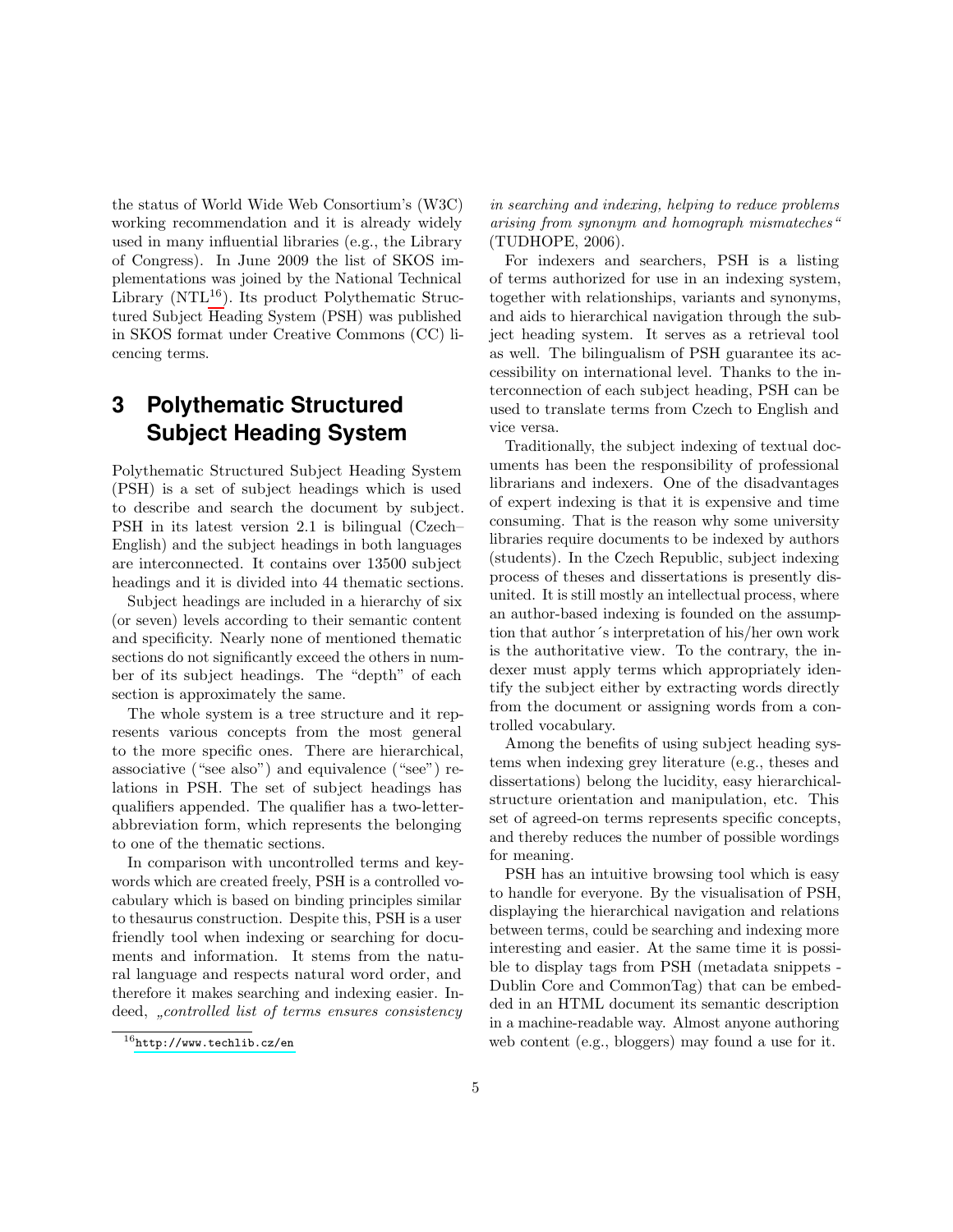the status of World Wide Web Consortium's (W3C) working recommendation and it is already widely used in many influential libraries (e.g., the Library of Congress). In June 2009 the list of SKOS implementations was joined by the National Technical Library (NTL[16]). Its product Polythematic Structured Subject Heading System (PSH) was published in SKOS format under Creative Commons (CC) licencing terms.

# 3 Polythematic Structured Subject Heading System

Polythematic Structured Subject Heading System (PSH) is a set of subject headings which is used to describe and search the document by subject. PSH in its latest version 2.1 is bilingual (Czech–English) and the subject headings in both languages are interconnected. It contains over 13500 subject headings and it is divided into 44 thematic sections.

Subject headings are included in a hierarchy of six (or seven) levels according to their semantic content and specificity. Nearly none of mentioned thematic sections do not significantly exceed the others in number of its subject headings. The "depth" of each section is approximately the same.

The whole system is a tree structure and it represents various concepts from the most general to the more specific ones. There are hierarchical, associative ("see also") and equivalence ("see") relations in PSH. The set of subject headings has qualifiers appended. The qualifier has a two-letter-abbreviation form, which represents the belonging to one of the thematic sections.

In comparison with uncontrolled terms and keywords which are created freely, PSH is a controlled vocabulary which is based on binding principles similar to thesaurus construction. Despite this, PSH is a user friendly tool when indexing or searching for documents and information. It stems from the natural language and respects natural word order, and therefore it makes searching and indexing easier. Indeed, *„controlled list of terms ensures consistency in searching and indexing, helping to reduce problems arising from synonym and homograph mismateches"* (TUDHOPE, 2006).

For indexers and searchers, PSH is a listing of terms authorized for use in an indexing system, together with relationships, variants and synonyms, and aids to hierarchical navigation through the subject heading system. It serves as a retrieval tool as well. The bilingualism of PSH guarantee its accessibility on international level. Thanks to the interconnection of each subject heading, PSH can be used to translate terms from Czech to English and vice versa.

Traditionally, the subject indexing of textual documents has been the responsibility of professional librarians and indexers. One of the disadvantages of expert indexing is that it is expensive and time consuming. That is the reason why some university libraries require documents to be indexed by authors (students). In the Czech Republic, subject indexing process of theses and dissertations is presently disunited. It is still mostly an intellectual process, where an author-based indexing is founded on the assumption that author´s interpretation of his/her own work is the authoritative view. To the contrary, the indexer must apply terms which appropriately identify the subject either by extracting words directly from the document or assigning words from a controlled vocabulary.

Among the benefits of using subject heading systems when indexing grey literature (e.g., theses and dissertations) belong the lucidity, easy hierarchical-structure orientation and manipulation, etc. This set of agreed-on terms represents specific concepts, and thereby reduces the number of possible wordings for meaning.

PSH has an intuitive browsing tool which is easy to handle for everyone. By the visualisation of PSH, displaying the hierarchical navigation and relations between terms, could be searching and indexing more interesting and easier. At the same time it is possible to display tags from PSH (metadata snippets - Dublin Core and CommonTag) that can be embedded in an HTML document its semantic description in a machine-readable way. Almost anyone authoring web content (e.g., bloggers) may found a use for it.

[16] http://www.techlib.cz/en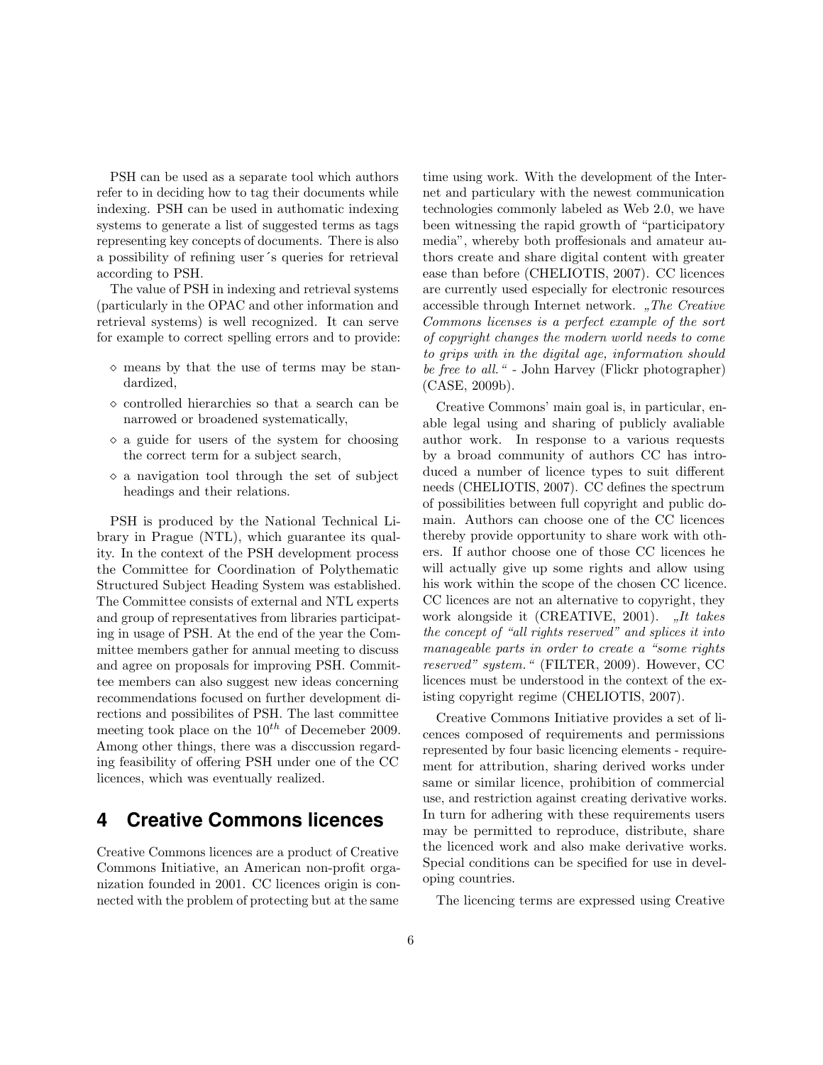PSH can be used as a separate tool which authors refer to in deciding how to tag their documents while indexing. PSH can be used in authomatic indexing systems to generate a list of suggested terms as tags representing key concepts of documents. There is also a possibility of refining user´s queries for retrieval according to PSH.

The value of PSH in indexing and retrieval systems (particularly in the OPAC and other information and retrieval systems) is well recognized. It can serve for example to correct spelling errors and to provide:

- means by that the use of terms may be standardized,
- controlled hierarchies so that a search can be narrowed or broadened systematically,
- a guide for users of the system for choosing the correct term for a subject search,
- a navigation tool through the set of subject headings and their relations.

PSH is produced by the National Technical Library in Prague (NTL), which guarantee its quality. In the context of the PSH development process the Committee for Coordination of Polythematic Structured Subject Heading System was established. The Committee consists of external and NTL experts and group of representatives from libraries participating in usage of PSH. At the end of the year the Committee members gather for annual meeting to discuss and agree on proposals for improving PSH. Committee members can also suggest new ideas concerning recommendations focused on further development directions and possibilites of PSH. The last committee meeting took place on the $10^{th}$ of Decemeber 2009. Among other things, there was a disccussion regarding feasibility of offering PSH under one of the CC licences, which was eventually realized.

# 4 Creative Commons licences

Creative Commons licences are a product of Creative Commons Initiative, an American non-profit organization founded in 2001. CC licences origin is connected with the problem of protecting but at the same time using work. With the development of the Internet and particulary with the newest communication technologies commonly labeled as Web 2.0, we have been witnessing the rapid growth of "participatory media", whereby both proffesionals and amateur authors create and share digital content with greater ease than before (CHELIOTIS, 2007). CC licences are currently used especially for electronic resources accessible through Internet network. *„The Creative Commons licenses is a perfect example of the sort of copyright changes the modern world needs to come to grips with in the digital age, information should be free to all."* - John Harvey (Flickr photographer) (CASE, 2009b).

Creative Commons' main goal is, in particular, enable legal using and sharing of publicly avaliable author work. In response to a various requests by a broad community of authors CC has introduced a number of licence types to suit different needs (CHELIOTIS, 2007). CC defines the spectrum of possibilities between full copyright and public domain. Authors can choose one of the CC licences thereby provide opportunity to share work with others. If author choose one of those CC licences he will actually give up some rights and allow using his work within the scope of the chosen CC licence. CC licences are not an alternative to copyright, they work alongside it (CREATIVE, 2001). *„It takes the concept of "all rights reserved" and splices it into manageable parts in order to create a "some rights reserved" system."* (FILTER, 2009). However, CC licences must be understood in the context of the existing copyright regime (CHELIOTIS, 2007).

Creative Commons Initiative provides a set of licences composed of requirements and permissions represented by four basic licencing elements - requirement for attribution, sharing derived works under same or similar licence, prohibition of commercial use, and restriction against creating derivative works. In turn for adhering with these requirements users may be permitted to reproduce, distribute, share the licenced work and also make derivative works. Special conditions can be specified for use in developing countries.

The licencing terms are expressed using Creative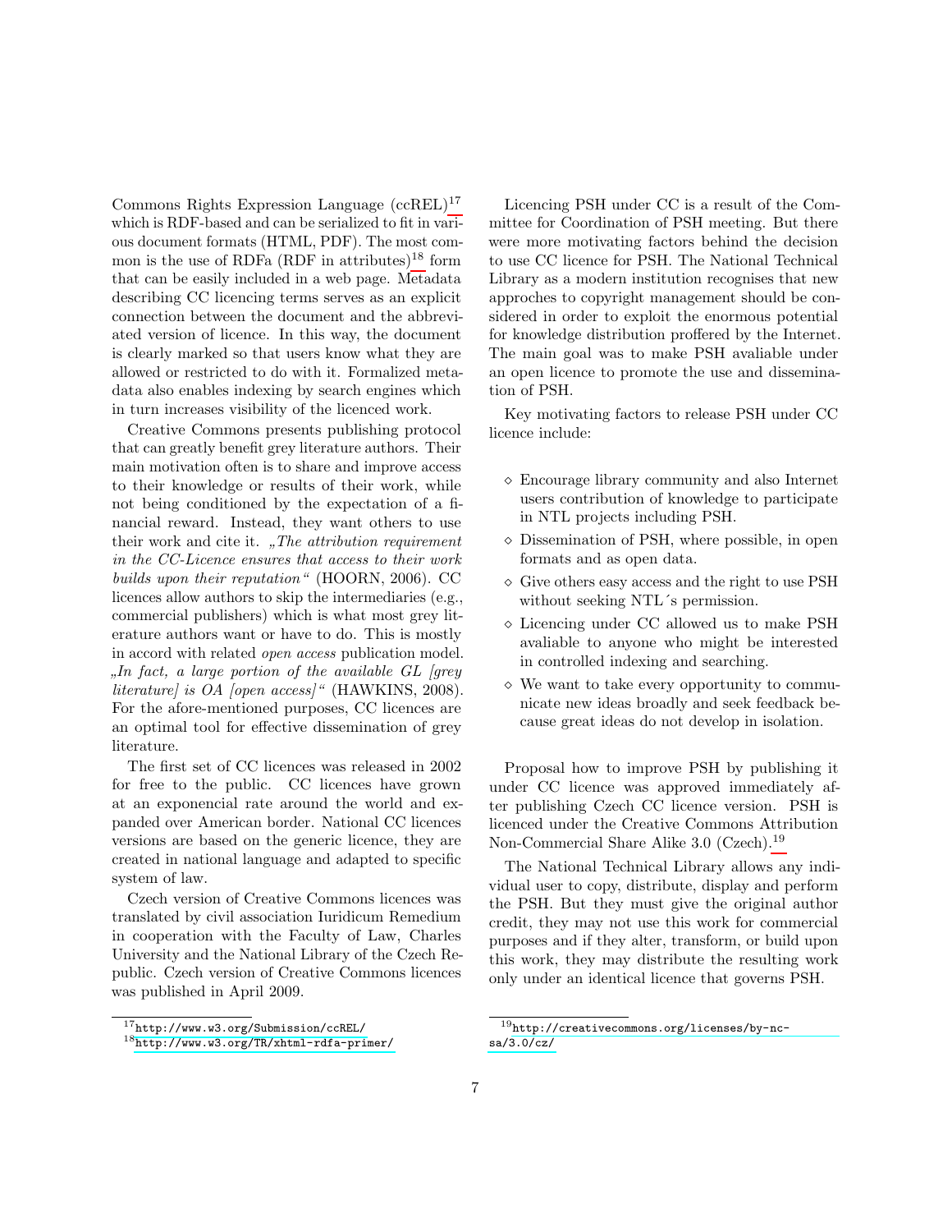Commons Rights Expression Language (ccREL)[17] which is RDF-based and can be serialized to fit in various document formats (HTML, PDF). The most common is the use of RDFa (RDF in attributes)[18] form that can be easily included in a web page. Metadata describing CC licencing terms serves as an explicit connection between the document and the abbreviated version of licence. In this way, the document is clearly marked so that users know what they are allowed or restricted to do with it. Formalized metadata also enables indexing by search engines which in turn increases visibility of the licenced work.

Creative Commons presents publishing protocol that can greatly benefit grey literature authors. Their main motivation often is to share and improve access to their knowledge or results of their work, while not being conditioned by the expectation of a financial reward. Instead, they want others to use their work and cite it. *„The attribution requirement in the CC-Licence ensures that access to their work builds upon their reputation"* (HOORN, 2006). CC licences allow authors to skip the intermediaries (e.g., commercial publishers) which is what most grey literature authors want or have to do. This is mostly in accord with related *open access* publication model. *„In fact, a large portion of the available GL [grey literature] is OA [open access]"* (HAWKINS, 2008). For the afore-mentioned purposes, CC licences are an optimal tool for effective dissemination of grey literature.

The first set of CC licences was released in 2002 for free to the public. CC licences have grown at an exponencial rate around the world and expanded over American border. National CC licences versions are based on the generic licence, they are created in national language and adapted to specific system of law.

Czech version of Creative Commons licences was translated by civil association Iuridicum Remedium in cooperation with the Faculty of Law, Charles University and the National Library of the Czech Republic. Czech version of Creative Commons licences was published in April 2009.

[17] http://www.w3.org/Submission/ccREL/

[18] http://www.w3.org/TR/xhtml-rdfa-primer/

Licencing PSH under CC is a result of the Committee for Coordination of PSH meeting. But there were more motivating factors behind the decision to use CC licence for PSH. The National Technical Library as a modern institution recognises that new approches to copyright management should be considered in order to exploit the enormous potential for knowledge distribution proffered by the Internet. The main goal was to make PSH avaliable under an open licence to promote the use and dissemination of PSH.

Key motivating factors to release PSH under CC licence include:

- Encourage library community and also Internet users contribution of knowledge to participate in NTL projects including PSH.
- Dissemination of PSH, where possible, in open formats and as open data.
- Give others easy access and the right to use PSH without seeking NTL´s permission.
- Licencing under CC allowed us to make PSH avaliable to anyone who might be interested in controlled indexing and searching.
- We want to take every opportunity to communicate new ideas broadly and seek feedback because great ideas do not develop in isolation.

Proposal how to improve PSH by publishing it under CC licence was approved immediately after publishing Czech CC licence version. PSH is licenced under the Creative Commons Attribution Non-Commercial Share Alike 3.0 (Czech).[19]

The National Technical Library allows any individual user to copy, distribute, display and perform the PSH. But they must give the original author credit, they may not use this work for commercial purposes and if they alter, transform, or build upon this work, they may distribute the resulting work only under an identical licence that governs PSH.

[19] http://creativecommons.org/licenses/by-nc-sa/3.0/cz/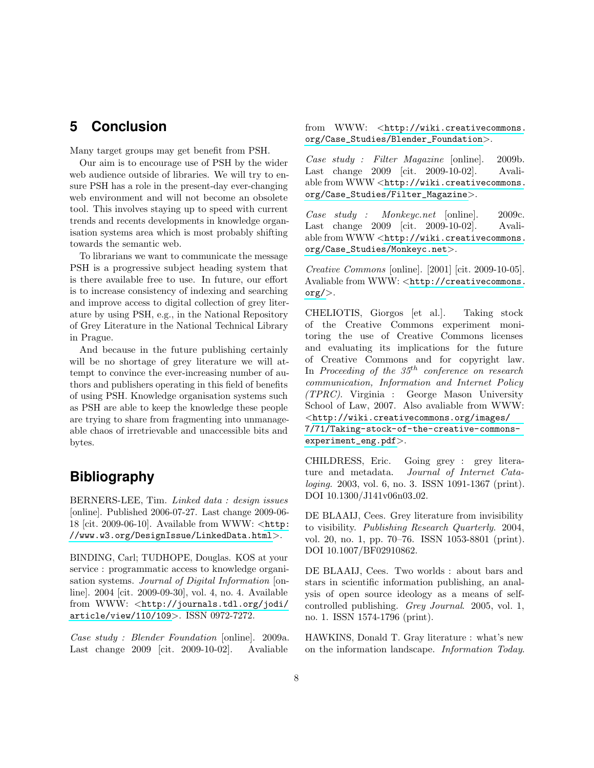## 5 Conclusion

Many target groups may get benefit from PSH.

Our aim is to encourage use of PSH by the wider web audience outside of libraries. We will try to ensure PSH has a role in the present-day ever-changing web environment and will not become an obsolete tool. This involves staying up to speed with current trends and recents developments in knowledge organisation systems area which is most probably shifting towards the semantic web.

To librarians we want to communicate the message PSH is a progressive subject heading system that is there available free to use. In future, our effort is to increase consistency of indexing and searching and improve access to digital collection of grey literature by using PSH, e.g., in the National Repository of Grey Literature in the National Technical Library in Prague.

And because in the future publishing certainly will be no shortage of grey literature we will attempt to convince the ever-increasing number of authors and publishers operating in this field of benefits of using PSH. Knowledge organisation systems such as PSH are able to keep the knowledge these people are trying to share from fragmenting into unmanageable chaos of irretrievable and unaccessible bits and bytes.

## Bibliography

BERNERS-LEE, Tim. *Linked data : design issues* [online]. Published 2006-07-27. Last change 2009-06-18 [cit. 2009-06-10]. Available from WWW: <http://www.w3.org/DesignIssue/LinkedData.html>.

BINDING, Carl; TUDHOPE, Douglas. KOS at your service : programmatic access to knowledge organisation systems. *Journal of Digital Information* [online]. 2004 [cit. 2009-09-30], vol. 4, no. 4. Available from WWW: <http://journals.tdl.org/jodi/article/view/110/109>. ISSN 0972-7272.

*Case study : Blender Foundation* [online]. 2009a. Last change 2009 [cit. 2009-10-02]. Avaliable from WWW: <http://wiki.creativecommons.org/Case_Studies/Blender_Foundation>.

*Case study : Filter Magazine* [online]. 2009b. Last change 2009 [cit. 2009-10-02]. Available from WWW <http://wiki.creativecommons.org/Case_Studies/Filter_Magazine>.

*Case study : Monkeyc.net* [online]. 2009c. Last change 2009 [cit. 2009-10-02]. Available from WWW <http://wiki.creativecommons.org/Case_Studies/Monkeyc.net>.

*Creative Commons* [online]. [2001] [cit. 2009-10-05]. Avaliable from WWW: <http://creativecommons.org/>.

CHELIOTIS, Giorgos [et al.]. Taking stock of the Creative Commons experiment monitoring the use of Creative Commons licenses and evaluating its implications for the future of Creative Commons and for copyright law. In *Proceeding of the 35$^{th}$ conference on research communication, Information and Internet Policy (TPRC)*. Virginia : George Mason University School of Law, 2007. Also avaliable from WWW: <http://wiki.creativecommons.org/images/7/71/Taking-stock-of-the-creative-commons-experiment_eng.pdf>.

CHILDRESS, Eric. Going grey : grey literature and metadata. *Journal of Internet Cataloging*. 2003, vol. 6, no. 3. ISSN 1091-1367 (print). DOI 10.1300/J141v06n03_02.

DE BLAAIJ, Cees. Grey literature from invisibility to visibility. *Publishing Research Quarterly*. 2004, vol. 20, no. 1, pp. 70–76. ISSN 1053-8801 (print). DOI 10.1007/BF02910862.

DE BLAAIJ, Cees. Two worlds : about bars and stars in scientific information publishing, an analysis of open source ideology as a means of self-controlled publishing. *Grey Journal*. 2005, vol. 1, no. 1. ISSN 1574-1796 (print).

HAWKINS, Donald T. Gray literature : what's new on the information landscape. *Information Today*.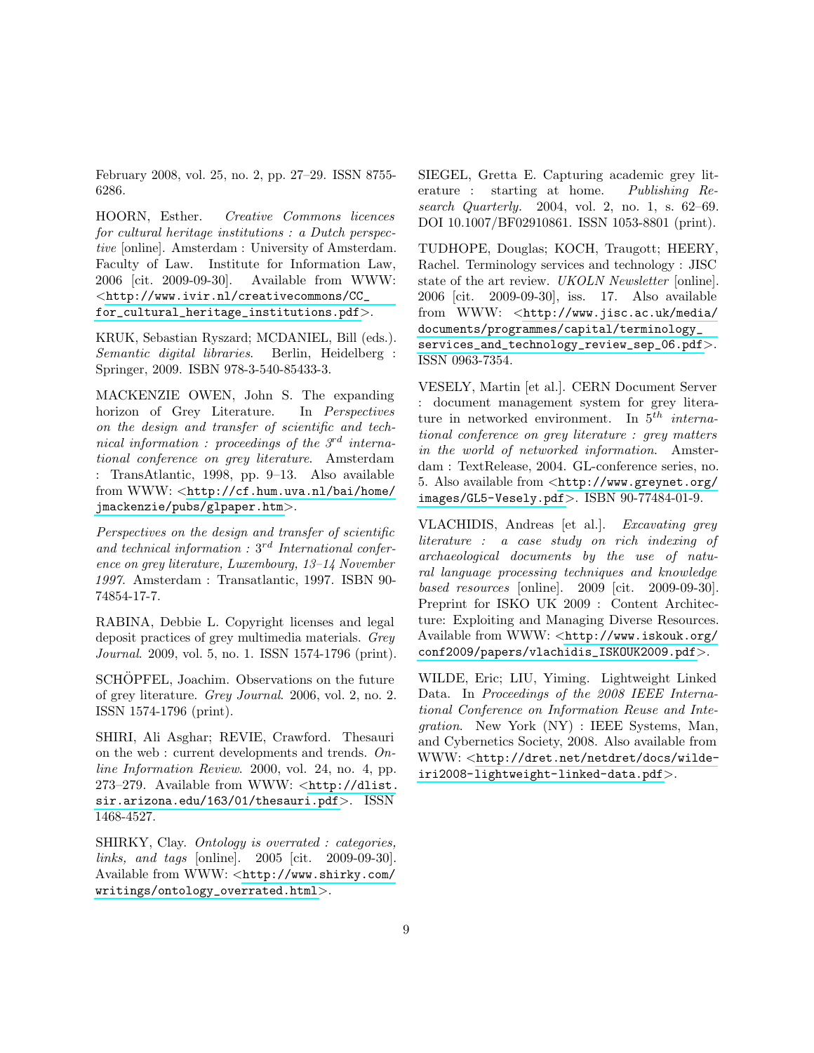February 2008, vol. 25, no. 2, pp. 27–29. ISSN 8755-6286.

HOORN, Esther. *Creative Commons licences for cultural heritage institutions : a Dutch perspective* [online]. Amsterdam : University of Amsterdam. Faculty of Law. Institute for Information Law, 2006 [cit. 2009-09-30]. Available from WWW: <http://www.ivir.nl/creativecommons/CC_for_cultural_heritage_institutions.pdf>.

KRUK, Sebastian Ryszard; MCDANIEL, Bill (eds.). *Semantic digital libraries*. Berlin, Heidelberg : Springer, 2009. ISBN 978-3-540-85433-3.

MACKENZIE OWEN, John S. The expanding horizon of Grey Literature. In *Perspectives on the design and transfer of scientific and technical information : proceedings of the 3rd international conference on grey literature*. Amsterdam : TransAtlantic, 1998, pp. 9–13. Also available from WWW: <http://cf.hum.uva.nl/bai/home/jmackenzie/pubs/glpaper.htm>.

*Perspectives on the design and transfer of scientific and technical information : 3rd International conference on grey literature, Luxembourg, 13–14 November 1997*. Amsterdam : Transatlantic, 1997. ISBN 90-74854-17-7.

RABINA, Debbie L. Copyright licenses and legal deposit practices of grey multimedia materials. *Grey Journal*. 2009, vol. 5, no. 1. ISSN 1574-1796 (print).

SCHÖPFEL, Joachim. Observations on the future of grey literature. *Grey Journal*. 2006, vol. 2, no. 2. ISSN 1574-1796 (print).

SHIRI, Ali Asghar; REVIE, Crawford. Thesauri on the web : current developments and trends. *Online Information Review*. 2000, vol. 24, no. 4, pp. 273–279. Available from WWW: <http://dlist.sir.arizona.edu/163/01/thesauri.pdf>. ISSN 1468-4527.

SHIRKY, Clay. *Ontology is overrated : categories, links, and tags* [online]. 2005 [cit. 2009-09-30]. Available from WWW: <http://www.shirky.com/writings/ontology_overrated.html>.

SIEGEL, Gretta E. Capturing academic grey literature : starting at home. *Publishing Research Quarterly*. 2004, vol. 2, no. 1, s. 62–69. DOI 10.1007/BF02910861. ISSN 1053-8801 (print).

TUDHOPE, Douglas; KOCH, Traugott; HEERY, Rachel. Terminology services and technology : JISC state of the art review. *UKOLN Newsletter* [online]. 2006 [cit. 2009-09-30], iss. 17. Also available from WWW: <http://www.jisc.ac.uk/media/documents/programmes/capital/terminology_services_and_technology_review_sep_06.pdf>. ISSN 0963-7354.

VESELY, Martin [et al.]. CERN Document Server : document management system for grey literature in networked environment. In *5th international conference on grey literature : grey matters in the world of networked information*. Amsterdam : TextRelease, 2004. GL-conference series, no. 5. Also available from <http://www.greynet.org/images/GL5-Vesely.pdf>. ISBN 90-77484-01-9.

VLACHIDIS, Andreas [et al.]. *Excavating grey literature : a case study on rich indexing of archaeological documents by the use of natural language processing techniques and knowledge based resources* [online]. 2009 [cit. 2009-09-30]. Preprint for ISKO UK 2009 : Content Architecture: Exploiting and Managing Diverse Resources. Available from WWW: <http://www.iskouk.org/conf2009/papers/vlachidis_ISKOUK2009.pdf>.

WILDE, Eric; LIU, Yiming. Lightweight Linked Data. In *Proceedings of the 2008 IEEE International Conference on Information Reuse and Integration*. New York (NY) : IEEE Systems, Man, and Cybernetics Society, 2008. Also available from WWW: <http://dret.net/netdret/docs/wilde-iri2008-lightweight-linked-data.pdf>.